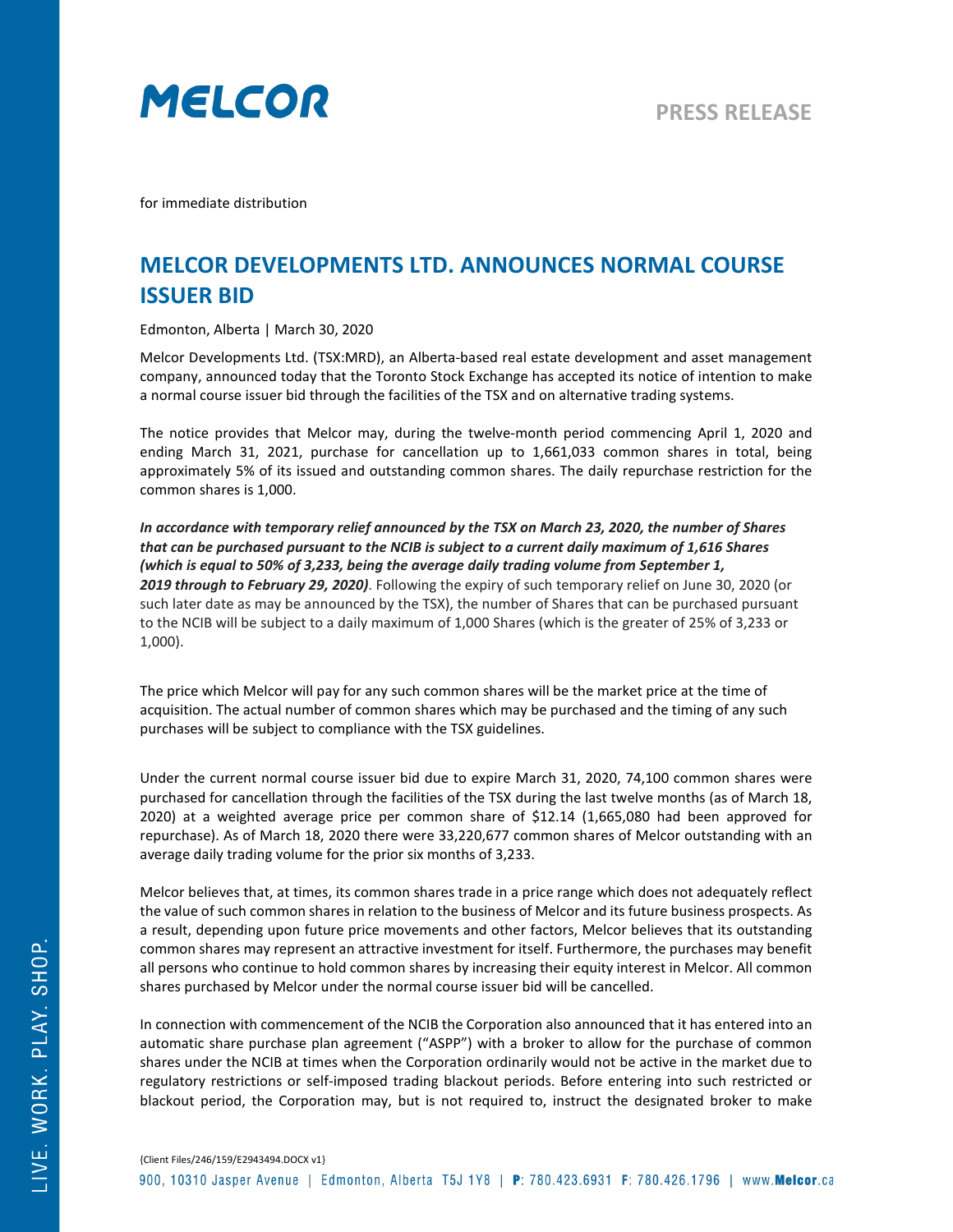MELCOR

PRESS RELEASE

for immediate distribution

# MELCOR DEVELOPMENTS LTD. ANNOUNCES NORMAL COURSE ISSUER BID

Edmonton, Alberta | March 30, 2020

Melcor Developments Ltd. (TSX:MRD), an Alberta-based real estate development and asset management company, announced today that the Toronto Stock Exchange has accepted its notice of intention to make a normal course issuer bid through the facilities of the TSX and on alternative trading systems.

The notice provides that Melcor may, during the twelve-month period commencing April 1, 2020 and ending March 31, 2021, purchase for cancellation up to 1,661,033 common shares in total, being approximately 5% of its issued and outstanding common shares. The daily repurchase restriction for the common shares is 1,000.

***In accordance with temporary relief announced by the TSX on March 23, 2020, the number of Shares that can be purchased pursuant to the NCIB is subject to a current daily maximum of 1,616 Shares (which is equal to 50% of 3,233, being the average daily trading volume from September 1, 2019 through to February 29, 2020)***. Following the expiry of such temporary relief on June 30, 2020 (or such later date as may be announced by the TSX), the number of Shares that can be purchased pursuant to the NCIB will be subject to a daily maximum of 1,000 Shares (which is the greater of 25% of 3,233 or 1,000).

The price which Melcor will pay for any such common shares will be the market price at the time of acquisition. The actual number of common shares which may be purchased and the timing of any such purchases will be subject to compliance with the TSX guidelines.

Under the current normal course issuer bid due to expire March 31, 2020, 74,100 common shares were purchased for cancellation through the facilities of the TSX during the last twelve months (as of March 18, 2020) at a weighted average price per common share of $12.14 (1,665,080 had been approved for repurchase). As of March 18, 2020 there were 33,220,677 common shares of Melcor outstanding with an average daily trading volume for the prior six months of 3,233.

Melcor believes that, at times, its common shares trade in a price range which does not adequately reflect the value of such common shares in relation to the business of Melcor and its future business prospects. As a result, depending upon future price movements and other factors, Melcor believes that its outstanding common shares may represent an attractive investment for itself. Furthermore, the purchases may benefit all persons who continue to hold common shares by increasing their equity interest in Melcor. All common shares purchased by Melcor under the normal course issuer bid will be cancelled.

In connection with commencement of the NCIB the Corporation also announced that it has entered into an automatic share purchase plan agreement ("ASPP") with a broker to allow for the purchase of common shares under the NCIB at times when the Corporation ordinarily would not be active in the market due to regulatory restrictions or self-imposed trading blackout periods. Before entering into such restricted or blackout period, the Corporation may, but is not required to, instruct the designated broker to make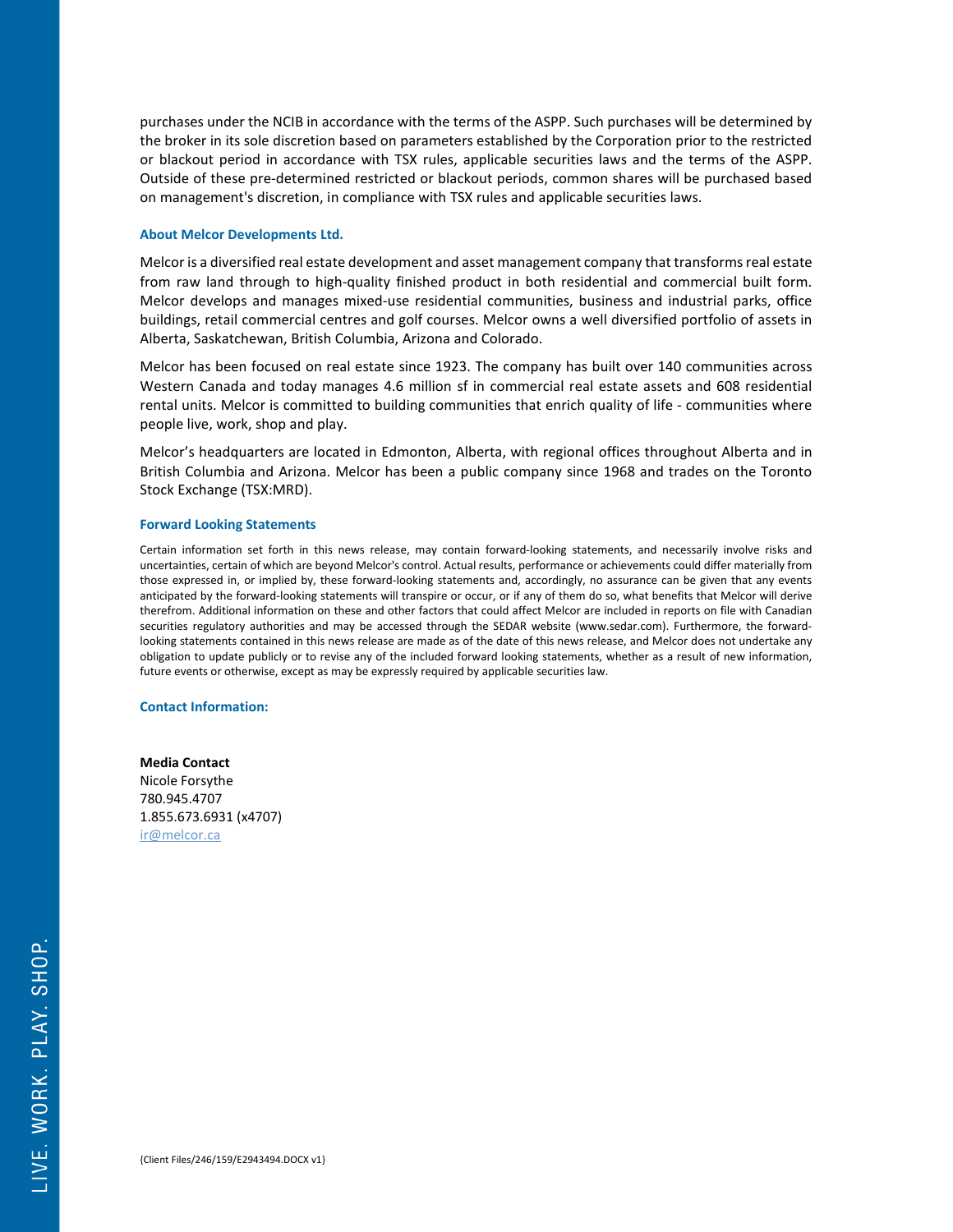purchases under the NCIB in accordance with the terms of the ASPP. Such purchases will be determined by the broker in its sole discretion based on parameters established by the Corporation prior to the restricted or blackout period in accordance with TSX rules, applicable securities laws and the terms of the ASPP. Outside of these pre-determined restricted or blackout periods, common shares will be purchased based on management's discretion, in compliance with TSX rules and applicable securities laws.

### About Melcor Developments Ltd.

Melcor is a diversified real estate development and asset management company that transforms real estate from raw land through to high-quality finished product in both residential and commercial built form. Melcor develops and manages mixed-use residential communities, business and industrial parks, office buildings, retail commercial centres and golf courses. Melcor owns a well diversified portfolio of assets in Alberta, Saskatchewan, British Columbia, Arizona and Colorado.

Melcor has been focused on real estate since 1923. The company has built over 140 communities across Western Canada and today manages 4.6 million sf in commercial real estate assets and 608 residential rental units. Melcor is committed to building communities that enrich quality of life - communities where people live, work, shop and play.

Melcor's headquarters are located in Edmonton, Alberta, with regional offices throughout Alberta and in British Columbia and Arizona. Melcor has been a public company since 1968 and trades on the Toronto Stock Exchange (TSX:MRD).

### Forward Looking Statements

Certain information set forth in this news release, may contain forward-looking statements, and necessarily involve risks and uncertainties, certain of which are beyond Melcor's control. Actual results, performance or achievements could differ materially from those expressed in, or implied by, these forward-looking statements and, accordingly, no assurance can be given that any events anticipated by the forward-looking statements will transpire or occur, or if any of them do so, what benefits that Melcor will derive therefrom. Additional information on these and other factors that could affect Melcor are included in reports on file with Canadian securities regulatory authorities and may be accessed through the SEDAR website (www.sedar.com). Furthermore, the forward-looking statements contained in this news release are made as of the date of this news release, and Melcor does not undertake any obligation to update publicly or to revise any of the included forward looking statements, whether as a result of new information, future events or otherwise, except as may be expressly required by applicable securities law.

### Contact Information:

**Media Contact**
Nicole Forsythe
780.945.4707
1.855.673.6931 (x4707)
ir@melcor.ca

{Client Files/246/159/E2943494.DOCX v1}